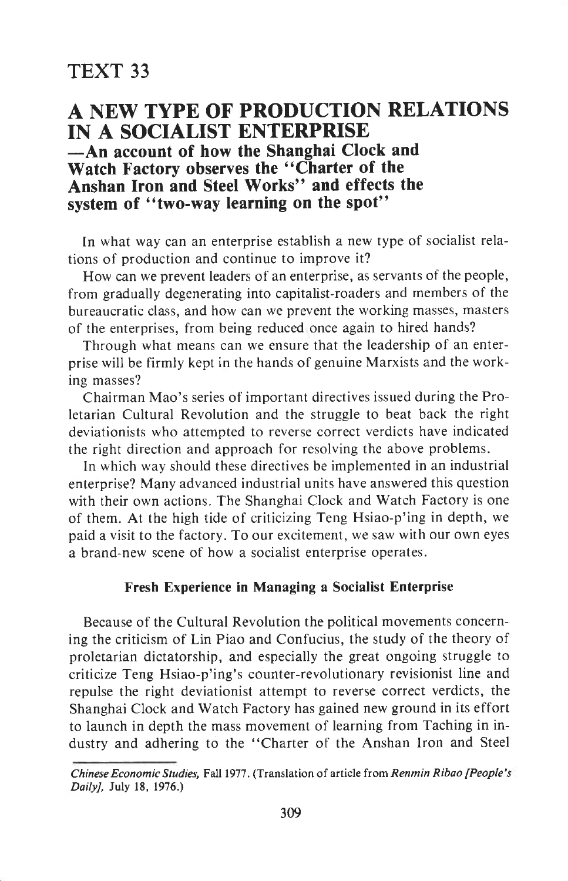# TEXT 33

## A NEW TYPE OF PRODUCTION RELATIONS IN A SOCIALIST ENTERPRISE

### —An account of how the Shanghai Clock and Watch Factory observes the "Charter of the Anshan Iron and Steel Works" and effects the system of "two-way learning on the spot"

In what way can an enterprise establish a new type of socialist relations of production and continue to improve it?

How can we prevent leaders of an enterprise, as servants of the people, from gradually degenerating into capitalist-roaders and members of the bureaucratic class, and how can we prevent the working masses, masters of the enterprises, from being reduced once again to hired hands?

Through what means can we ensure that the leadership of an enterprise will be firmly kept in the hands of genuine Marxists and the working masses?

Chairman Mao's series of important directives issued during the Proletarian Cultural Revolution and the struggle to beat back the right deviationists who attempted to reverse correct verdicts have indicated the right direction and approach for resolving the above problems.

In which way should these directives be implemented in an industrial enterprise? Many advanced industrial units have answered this question with their own actions. The Shanghai Clock and Watch Factory is one of them. At the high tide of criticizing Teng Hsiao-p'ing in depth, we paid a visit to the factory. To our excitement, we saw with our own eyes a brand-new scene of how a socialist enterprise operates.

#### Fresh Experience in Managing a Socialist Enterprise

Because of the Cultural Revolution the political movements concerning the criticism of Lin Piao and Confucius, the study of the theory of proletarian dictatorship, and especially the great ongoing struggle to criticize Teng Hsiao-p'ing's counter-revolutionary revisionist line and repulse the right deviationist attempt to reverse correct verdicts, the Shanghai Clock and Watch Factory has gained new ground in its effort to launch in depth the mass movement of learning from Taching in industry and adhering to the "Charter of the Anshan Iron and Steel

---

*Chinese Economic Studies,* Fall 1977. (Translation of article from *Renmin Ribao [People's Daily],* July 18, 1976.)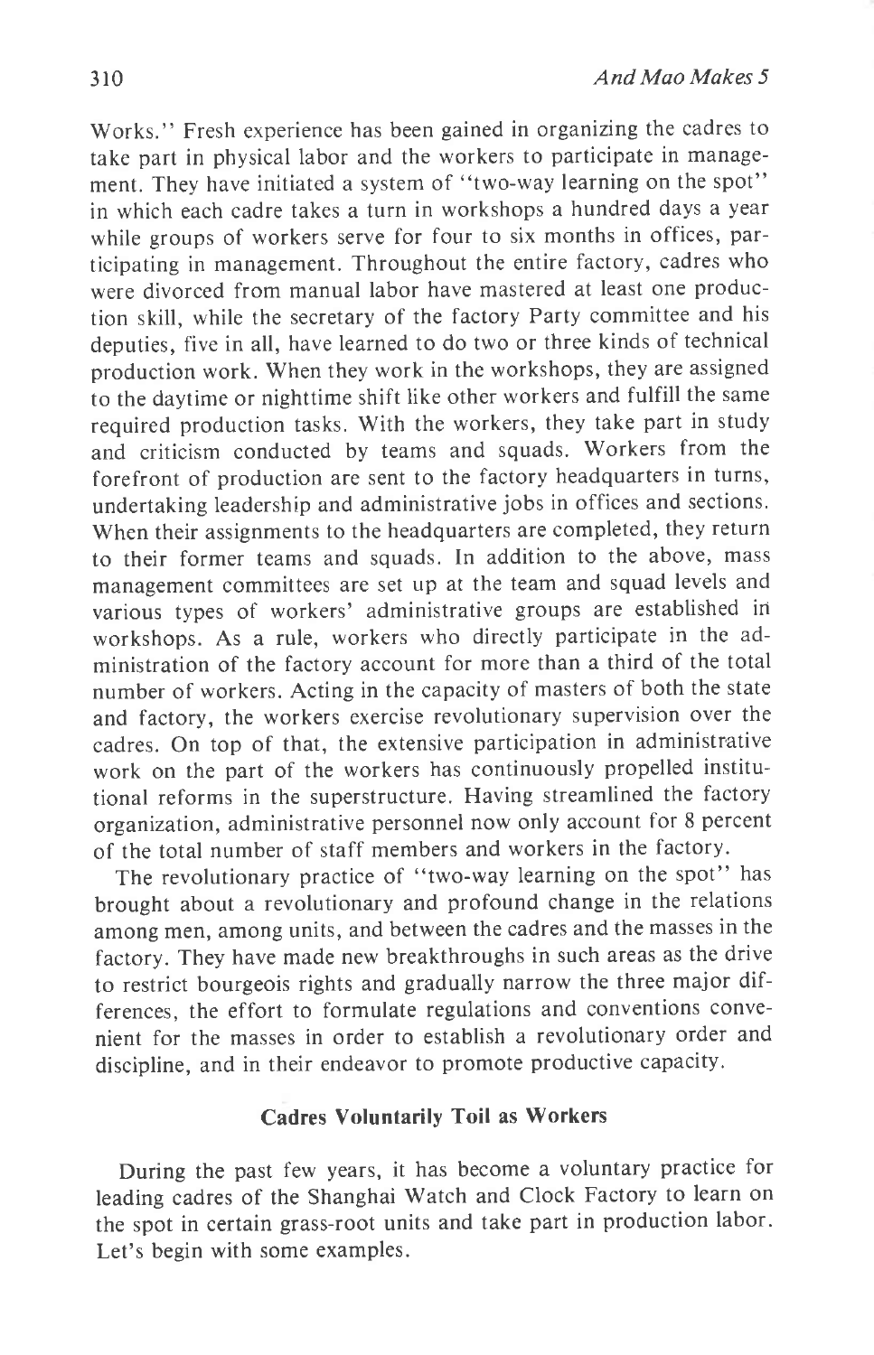Works." Fresh experience has been gained in organizing the cadres to take part in physical labor and the workers to participate in management. They have initiated a system of "two-way learning on the spot" in which each cadre takes a turn in workshops a hundred days a year while groups of workers serve for four to six months in offices, participating in management. Throughout the entire factory, cadres who were divorced from manual labor have mastered at least one production skill, while the secretary of the factory Party committee and his deputies, five in all, have learned to do two or three kinds of technical production work. When they work in the workshops, they are assigned to the daytime or nighttime shift like other workers and fulfill the same required production tasks. With the workers, they take part in study and criticism conducted by teams and squads. Workers from the forefront of production are sent to the factory headquarters in turns, undertaking leadership and administrative jobs in offices and sections. When their assignments to the headquarters are completed, they return to their former teams and squads. In addition to the above, mass management committees are set up at the team and squad levels and various types of workers' administrative groups are established in workshops. As a rule, workers who directly participate in the administration of the factory account for more than a third of the total number of workers. Acting in the capacity of masters of both the state and factory, the workers exercise revolutionary supervision over the cadres. On top of that, the extensive participation in administrative work on the part of the workers has continuously propelled institutional reforms in the superstructure. Having streamlined the factory organization, administrative personnel now only account for 8 percent of the total number of staff members and workers in the factory.

The revolutionary practice of "two-way learning on the spot" has brought about a revolutionary and profound change in the relations among men, among units, and between the cadres and the masses in the factory. They have made new breakthroughs in such areas as the drive to restrict bourgeois rights and gradually narrow the three major differences, the effort to formulate regulations and conventions convenient for the masses in order to establish a revolutionary order and discipline, and in their endeavor to promote productive capacity.

### Cadres Voluntarily Toil as Workers

During the past few years, it has become a voluntary practice for leading cadres of the Shanghai Watch and Clock Factory to learn on the spot in certain grass-root units and take part in production labor. Let's begin with some examples.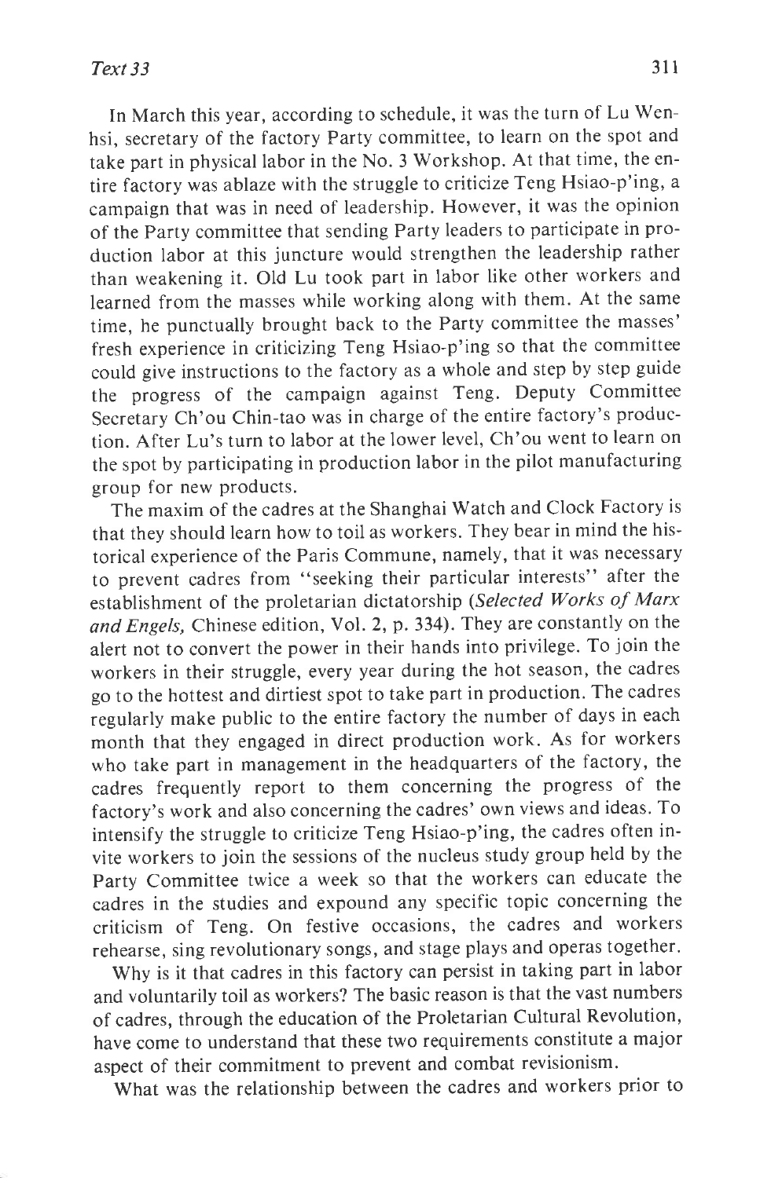In March this year, according to schedule, it was the turn of Lu Wen-hsi, secretary of the factory Party committee, to learn on the spot and take part in physical labor in the No. 3 Workshop. At that time, the entire factory was ablaze with the struggle to criticize Teng Hsiao-p'ing, a campaign that was in need of leadership. However, it was the opinion of the Party committee that sending Party leaders to participate in production labor at this juncture would strengthen the leadership rather than weakening it. Old Lu took part in labor like other workers and learned from the masses while working along with them. At the same time, he punctually brought back to the Party committee the masses' fresh experience in criticizing Teng Hsiao-p'ing so that the committee could give instructions to the factory as a whole and step by step guide the progress of the campaign against Teng. Deputy Committee Secretary Ch'ou Chin-tao was in charge of the entire factory's production. After Lu's turn to labor at the lower level, Ch'ou went to learn on the spot by participating in production labor in the pilot manufacturing group for new products.

The maxim of the cadres at the Shanghai Watch and Clock Factory is that they should learn how to toil as workers. They bear in mind the historical experience of the Paris Commune, namely, that it was necessary to prevent cadres from "seeking their particular interests" after the establishment of the proletarian dictatorship (*Selected Works of Marx and Engels*, Chinese edition, Vol. 2, p. 334). They are constantly on the alert not to convert the power in their hands into privilege. To join the workers in their struggle, every year during the hot season, the cadres go to the hottest and dirtiest spot to take part in production. The cadres regularly make public to the entire factory the number of days in each month that they engaged in direct production work. As for workers who take part in management in the headquarters of the factory, the cadres frequently report to them concerning the progress of the factory's work and also concerning the cadres' own views and ideas. To intensify the struggle to criticize Teng Hsiao-p'ing, the cadres often invite workers to join the sessions of the nucleus study group held by the Party Committee twice a week so that the workers can educate the cadres in the studies and expound any specific topic concerning the criticism of Teng. On festive occasions, the cadres and workers rehearse, sing revolutionary songs, and stage plays and operas together.

Why is it that cadres in this factory can persist in taking part in labor and voluntarily toil as workers? The basic reason is that the vast numbers of cadres, through the education of the Proletarian Cultural Revolution, have come to understand that these two requirements constitute a major aspect of their commitment to prevent and combat revisionism.

What was the relationship between the cadres and workers prior to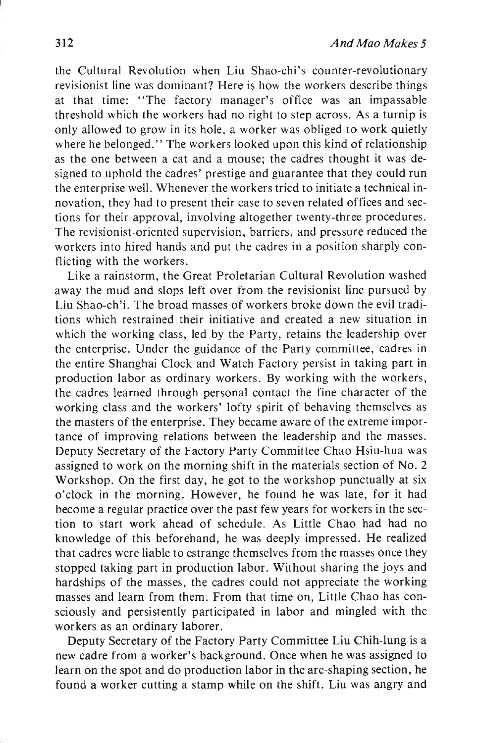the Cultural Revolution when Liu Shao-chi's counter-revolutionary revisionist line was dominant? Here is how the workers describe things at that time: "The factory manager's office was an impassable threshold which the workers had no right to step across. As a turnip is only allowed to grow in its hole, a worker was obliged to work quietly where he belonged." The workers looked upon this kind of relationship as the one between a cat and a mouse; the cadres thought it was designed to uphold the cadres' prestige and guarantee that they could run the enterprise well. Whenever the workers tried to initiate a technical innovation, they had to present their case to seven related offices and sections for their approval, involving altogether twenty-three procedures. The revisionist-oriented supervision, barriers, and pressure reduced the workers into hired hands and put the cadres in a position sharply conflicting with the workers.

Like a rainstorm, the Great Proletarian Cultural Revolution washed away the mud and slops left over from the revisionist line pursued by Liu Shao-ch'i. The broad masses of workers broke down the evil traditions which restrained their initiative and created a new situation in which the working class, led by the Party, retains the leadership over the enterprise. Under the guidance of the Party committee, cadres in the entire Shanghai Clock and Watch Factory persist in taking part in production labor as ordinary workers. By working with the workers, the cadres learned through personal contact the fine character of the working class and the workers' lofty spirit of behaving themselves as the masters of the enterprise. They became aware of the extreme importance of improving relations between the leadership and the masses. Deputy Secretary of the Factory Party Committee Chao Hsiu-hua was assigned to work on the morning shift in the materials section of No. 2 Workshop. On the first day, he got to the workshop punctually at six o'clock in the morning. However, he found he was late, for it had become a regular practice over the past few years for workers in the section to start work ahead of schedule. As Little Chao had had no knowledge of this beforehand, he was deeply impressed. He realized that cadres were liable to estrange themselves from the masses once they stopped taking part in production labor. Without sharing the joys and hardships of the masses, the cadres could not appreciate the working masses and learn from them. From that time on, Little Chao has consciously and persistently participated in labor and mingled with the workers as an ordinary laborer.

Deputy Secretary of the Factory Party Committee Liu Chih-lung is a new cadre from a worker's background. Once when he was assigned to learn on the spot and do production labor in the arc-shaping section, he found a worker cutting a stamp while on the shift. Liu was angry and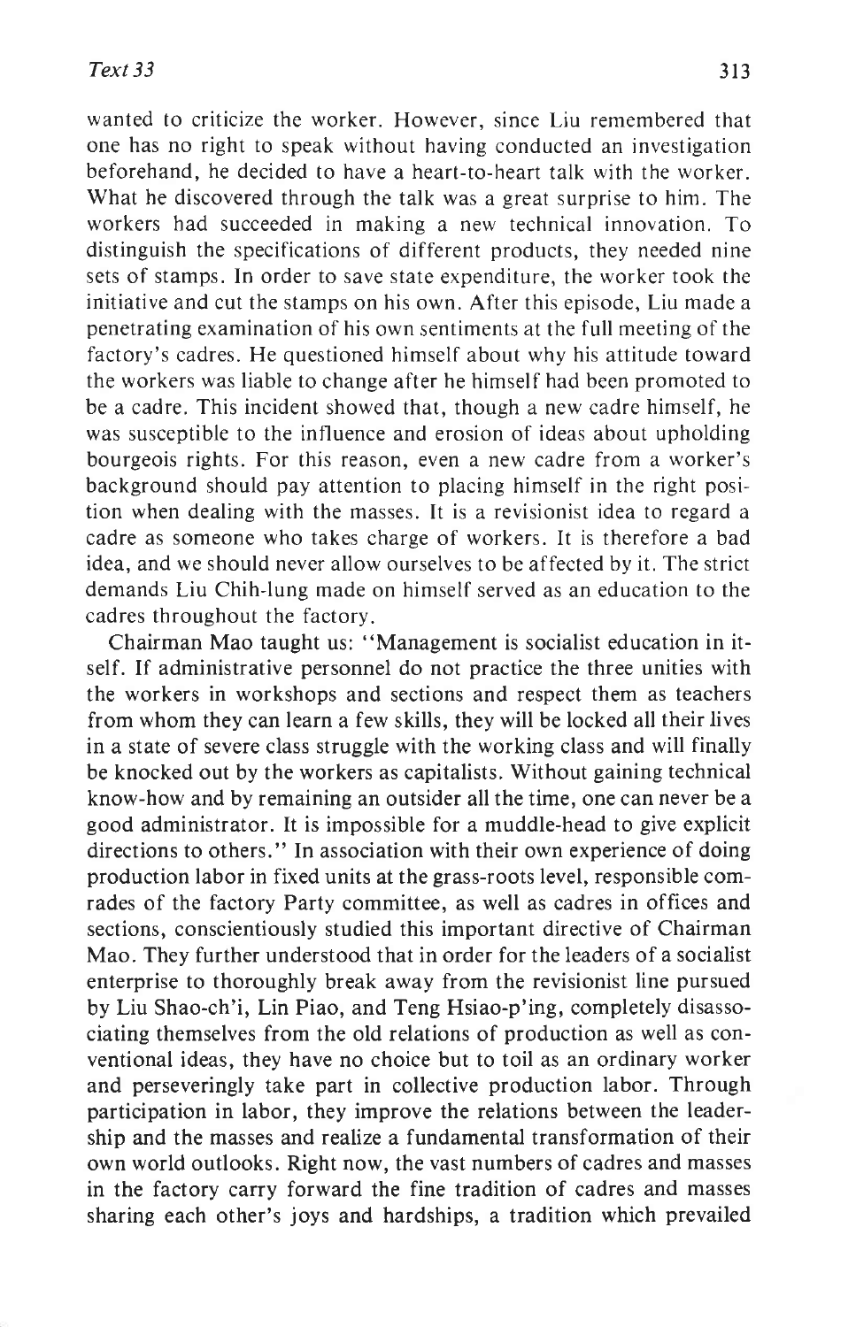wanted to criticize the worker. However, since Liu remembered that one has no right to speak without having conducted an investigation beforehand, he decided to have a heart-to-heart talk with the worker. What he discovered through the talk was a great surprise to him. The workers had succeeded in making a new technical innovation. To distinguish the specifications of different products, they needed nine sets of stamps. In order to save state expenditure, the worker took the initiative and cut the stamps on his own. After this episode, Liu made a penetrating examination of his own sentiments at the full meeting of the factory's cadres. He questioned himself about why his attitude toward the workers was liable to change after he himself had been promoted to be a cadre. This incident showed that, though a new cadre himself, he was susceptible to the influence and erosion of ideas about upholding bourgeois rights. For this reason, even a new cadre from a worker's background should pay attention to placing himself in the right position when dealing with the masses. It is a revisionist idea to regard a cadre as someone who takes charge of workers. It is therefore a bad idea, and we should never allow ourselves to be affected by it. The strict demands Liu Chih-lung made on himself served as an education to the cadres throughout the factory.

Chairman Mao taught us: "Management is socialist education in itself. If administrative personnel do not practice the three unities with the workers in workshops and sections and respect them as teachers from whom they can learn a few skills, they will be locked all their lives in a state of severe class struggle with the working class and will finally be knocked out by the workers as capitalists. Without gaining technical know-how and by remaining an outsider all the time, one can never be a good administrator. It is impossible for a muddle-head to give explicit directions to others." In association with their own experience of doing production labor in fixed units at the grass-roots level, responsible comrades of the factory Party committee, as well as cadres in offices and sections, conscientiously studied this important directive of Chairman Mao. They further understood that in order for the leaders of a socialist enterprise to thoroughly break away from the revisionist line pursued by Liu Shao-ch'i, Lin Piao, and Teng Hsiao-p'ing, completely disassociating themselves from the old relations of production as well as conventional ideas, they have no choice but to toil as an ordinary worker and perseveringly take part in collective production labor. Through participation in labor, they improve the relations between the leadership and the masses and realize a fundamental transformation of their own world outlooks. Right now, the vast numbers of cadres and masses in the factory carry forward the fine tradition of cadres and masses sharing each other's joys and hardships, a tradition which prevailed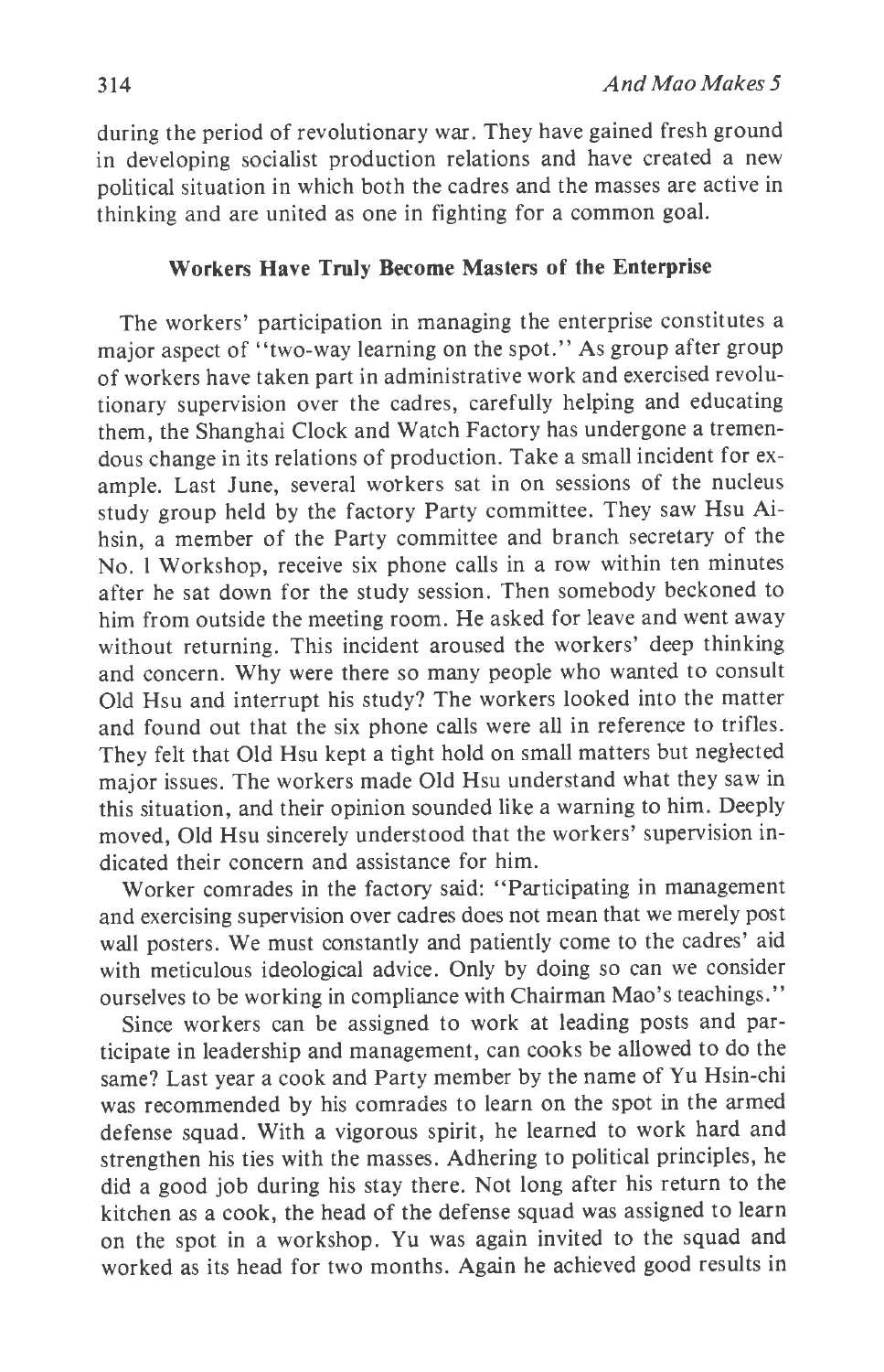during the period of revolutionary war. They have gained fresh ground in developing socialist production relations and have created a new political situation in which both the cadres and the masses are active in thinking and are united as one in fighting for a common goal.

### Workers Have Truly Become Masters of the Enterprise

The workers' participation in managing the enterprise constitutes a major aspect of "two-way learning on the spot." As group after group of workers have taken part in administrative work and exercised revolutionary supervision over the cadres, carefully helping and educating them, the Shanghai Clock and Watch Factory has undergone a tremendous change in its relations of production. Take a small incident for example. Last June, several workers sat in on sessions of the nucleus study group held by the factory Party committee. They saw Hsu Ai-hsin, a member of the Party committee and branch secretary of the No. 1 Workshop, receive six phone calls in a row within ten minutes after he sat down for the study session. Then somebody beckoned to him from outside the meeting room. He asked for leave and went away without returning. This incident aroused the workers' deep thinking and concern. Why were there so many people who wanted to consult Old Hsu and interrupt his study? The workers looked into the matter and found out that the six phone calls were all in reference to trifles. They felt that Old Hsu kept a tight hold on small matters but neglected major issues. The workers made Old Hsu understand what they saw in this situation, and their opinion sounded like a warning to him. Deeply moved, Old Hsu sincerely understood that the workers' supervision indicated their concern and assistance for him.

Worker comrades in the factory said: "Participating in management and exercising supervision over cadres does not mean that we merely post wall posters. We must constantly and patiently come to the cadres' aid with meticulous ideological advice. Only by doing so can we consider ourselves to be working in compliance with Chairman Mao's teachings."

Since workers can be assigned to work at leading posts and participate in leadership and management, can cooks be allowed to do the same? Last year a cook and Party member by the name of Yu Hsin-chi was recommended by his comrades to learn on the spot in the armed defense squad. With a vigorous spirit, he learned to work hard and strengthen his ties with the masses. Adhering to political principles, he did a good job during his stay there. Not long after his return to the kitchen as a cook, the head of the defense squad was assigned to learn on the spot in a workshop. Yu was again invited to the squad and worked as its head for two months. Again he achieved good results in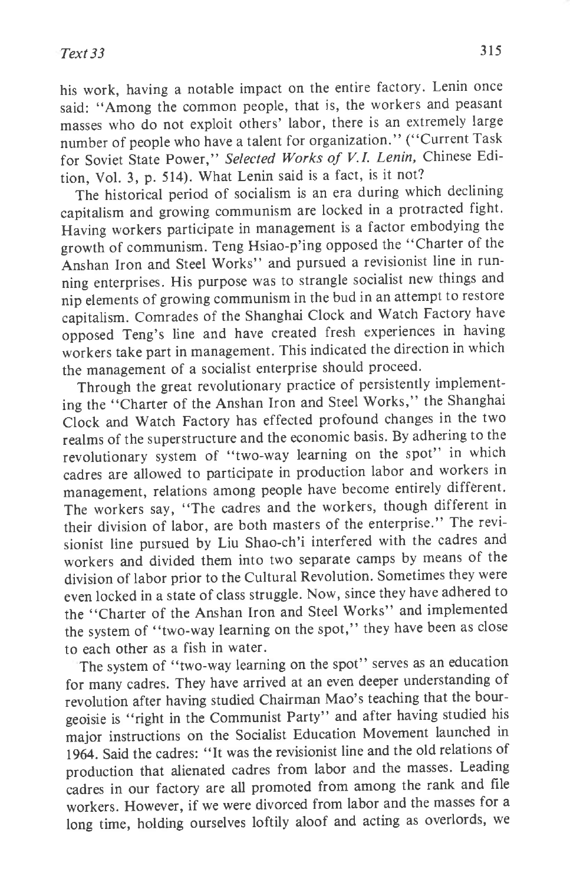his work, having a notable impact on the entire factory. Lenin once said: "Among the common people, that is, the workers and peasant masses who do not exploit others' labor, there is an extremely large number of people who have a talent for organization." ("Current Task for Soviet State Power," *Selected Works of V.I. Lenin*, Chinese Edition, Vol. 3, p. 514). What Lenin said is a fact, is it not?

The historical period of socialism is an era during which declining capitalism and growing communism are locked in a protracted fight. Having workers participate in management is a factor embodying the growth of communism. Teng Hsiao-p'ing opposed the "Charter of the Anshan Iron and Steel Works" and pursued a revisionist line in running enterprises. His purpose was to strangle socialist new things and nip elements of growing communism in the bud in an attempt to restore capitalism. Comrades of the Shanghai Clock and Watch Factory have opposed Teng's line and have created fresh experiences in having workers take part in management. This indicated the direction in which the management of a socialist enterprise should proceed.

Through the great revolutionary practice of persistently implementing the "Charter of the Anshan Iron and Steel Works," the Shanghai Clock and Watch Factory has effected profound changes in the two realms of the superstructure and the economic basis. By adhering to the revolutionary system of "two-way learning on the spot" in which cadres are allowed to participate in production labor and workers in management, relations among people have become entirely different. The workers say, "The cadres and the workers, though different in their division of labor, are both masters of the enterprise." The revisionist line pursued by Liu Shao-ch'i interfered with the cadres and workers and divided them into two separate camps by means of the division of labor prior to the Cultural Revolution. Sometimes they were even locked in a state of class struggle. Now, since they have adhered to the "Charter of the Anshan Iron and Steel Works" and implemented the system of "two-way learning on the spot," they have been as close to each other as a fish in water.

The system of "two-way learning on the spot" serves as an education for many cadres. They have arrived at an even deeper understanding of revolution after having studied Chairman Mao's teaching that the bourgeoisie is "right in the Communist Party" and after having studied his major instructions on the Socialist Education Movement launched in 1964. Said the cadres: "It was the revisionist line and the old relations of production that alienated cadres from labor and the masses. Leading cadres in our factory are all promoted from among the rank and file workers. However, if we were divorced from labor and the masses for a long time, holding ourselves loftily aloof and acting as overlords, we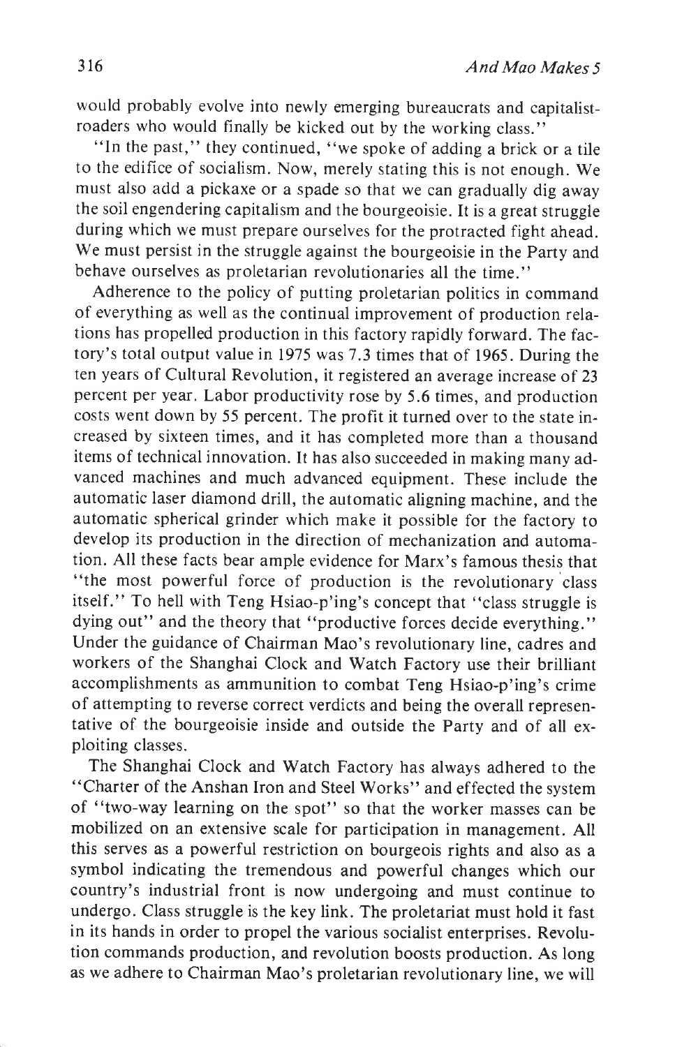would probably evolve into newly emerging bureaucrats and capitalist-roaders who would finally be kicked out by the working class."

"In the past," they continued, "we spoke of adding a brick or a tile to the edifice of socialism. Now, merely stating this is not enough. We must also add a pickaxe or a spade so that we can gradually dig away the soil engendering capitalism and the bourgeoisie. It is a great struggle during which we must prepare ourselves for the protracted fight ahead. We must persist in the struggle against the bourgeoisie in the Party and behave ourselves as proletarian revolutionaries all the time."

Adherence to the policy of putting proletarian politics in command of everything as well as the continual improvement of production relations has propelled production in this factory rapidly forward. The factory's total output value in 1975 was 7.3 times that of 1965. During the ten years of Cultural Revolution, it registered an average increase of 23 percent per year. Labor productivity rose by 5.6 times, and production costs went down by 55 percent. The profit it turned over to the state increased by sixteen times, and it has completed more than a thousand items of technical innovation. It has also succeeded in making many advanced machines and much advanced equipment. These include the automatic laser diamond drill, the automatic aligning machine, and the automatic spherical grinder which make it possible for the factory to develop its production in the direction of mechanization and automation. All these facts bear ample evidence for Marx's famous thesis that "the most powerful force of production is the revolutionary class itself." To hell with Teng Hsiao-p'ing's concept that "class struggle is dying out" and the theory that "productive forces decide everything." Under the guidance of Chairman Mao's revolutionary line, cadres and workers of the Shanghai Clock and Watch Factory use their brilliant accomplishments as ammunition to combat Teng Hsiao-p'ing's crime of attempting to reverse correct verdicts and being the overall representative of the bourgeoisie inside and outside the Party and of all exploiting classes.

The Shanghai Clock and Watch Factory has always adhered to the "Charter of the Anshan Iron and Steel Works" and effected the system of "two-way learning on the spot" so that the worker masses can be mobilized on an extensive scale for participation in management. All this serves as a powerful restriction on bourgeois rights and also as a symbol indicating the tremendous and powerful changes which our country's industrial front is now undergoing and must continue to undergo. Class struggle is the key link. The proletariat must hold it fast in its hands in order to propel the various socialist enterprises. Revolution commands production, and revolution boosts production. As long as we adhere to Chairman Mao's proletarian revolutionary line, we will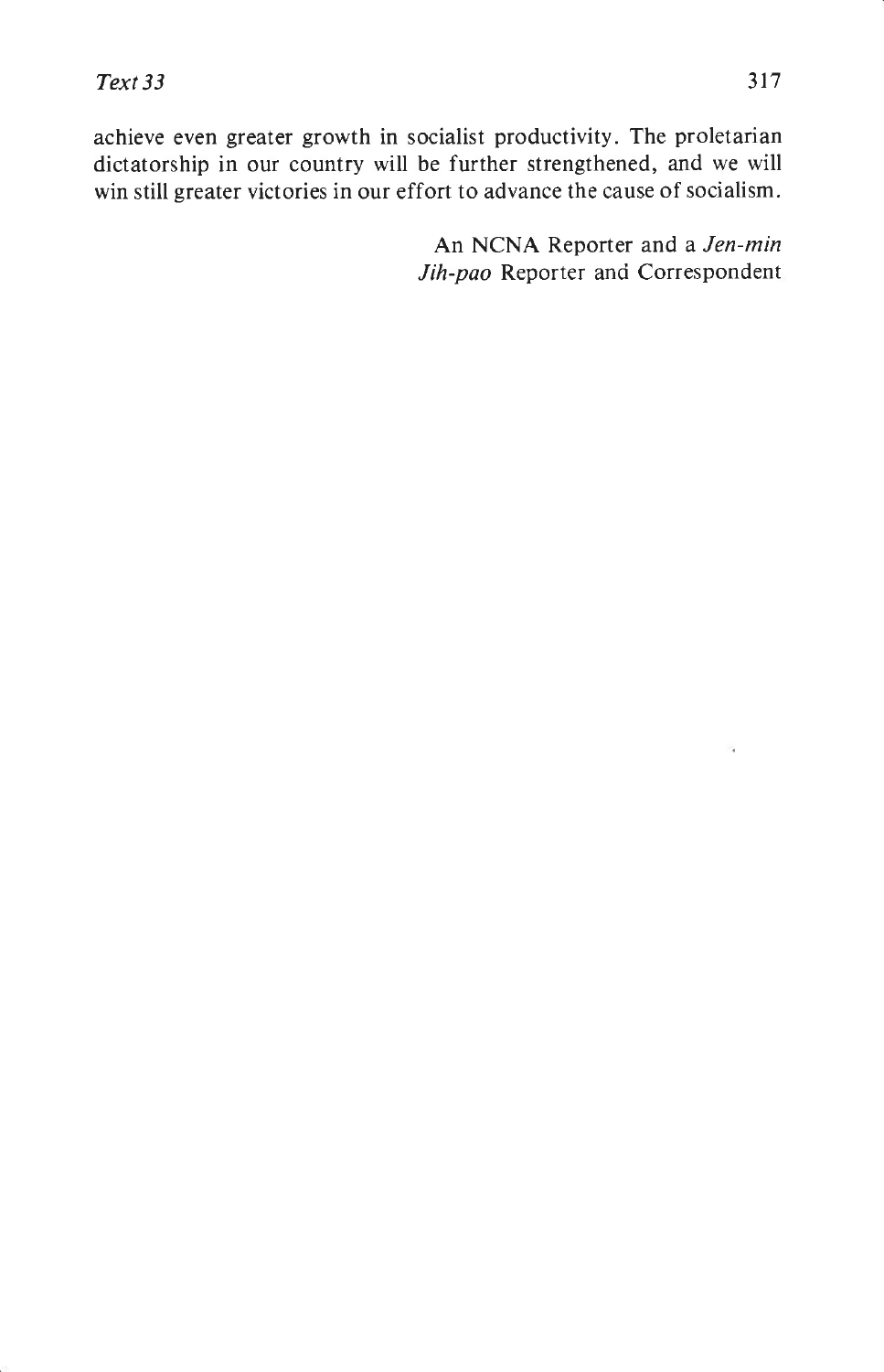achieve even greater growth in socialist productivity. The proletarian dictatorship in our country will be further strengthened, and we will win still greater victories in our effort to advance the cause of socialism.

An NCNA Reporter and a *Jen-min Jih-pao* Reporter and Correspondent